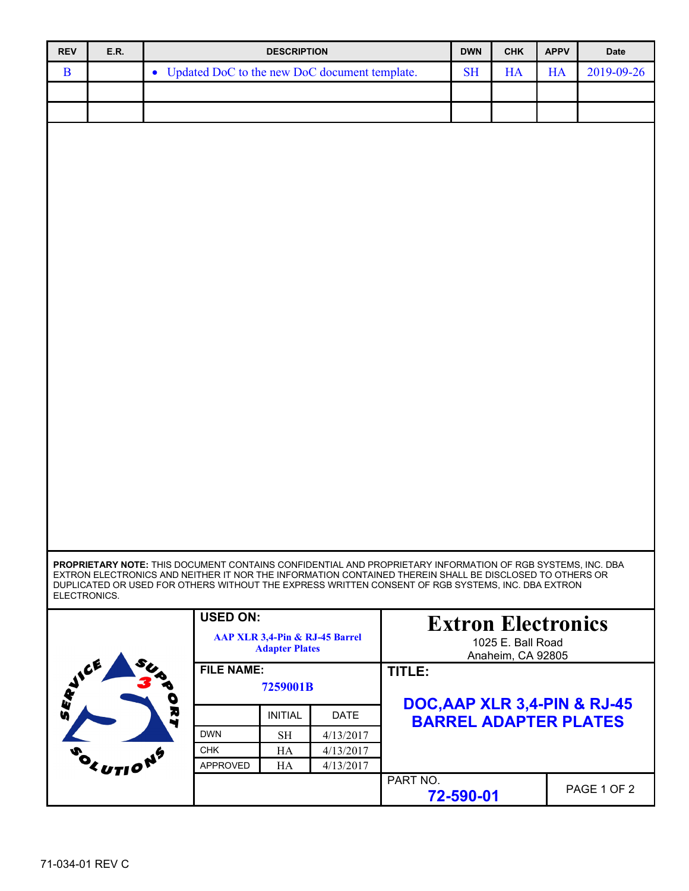| REV | E.R. | DESCRIPTION | DWN | CHK | APPV | Date |
|---|---|---|---|---|---|---|
| B | | • Updated DoC to the new DoC document template. | SH | HA | HA | 2019-09-26 |
| | | | | | | |
| | | | | | | |

**PROPRIETARY NOTE:** THIS DOCUMENT CONTAINS CONFIDENTIAL AND PROPRIETARY INFORMATION OF RGB SYSTEMS, INC. DBA EXTRON ELECTRONICS AND NEITHER IT NOR THE INFORMATION CONTAINED THEREIN SHALL BE DISCLOSED TO OTHERS OR DUPLICATED OR USED FOR OTHERS WITHOUT THE EXPRESS WRITTEN CONSENT OF RGB SYSTEMS, INC. DBA EXTRON ELECTRONICS.

SERVICE SUPPORT SOLUTIONS

**USED ON:**

**AAP XLR 3,4-Pin & RJ-45 Barrel Adapter Plates**

**FILE NAME:**

**7259001B**

| | INITIAL | DATE |
|---|---|---|
| DWN | SH | 4/13/2017 |
| CHK | HA | 4/13/2017 |
| APPROVED | HA | 4/13/2017 |

**Extron Electronics**

1025 E. Ball Road
Anaheim, CA 92805

**TITLE:**

**DOC,AAP XLR 3,4-PIN & RJ-45 BARREL ADAPTER PLATES**

PART NO.
**72-590-01**

71-034-01 REV C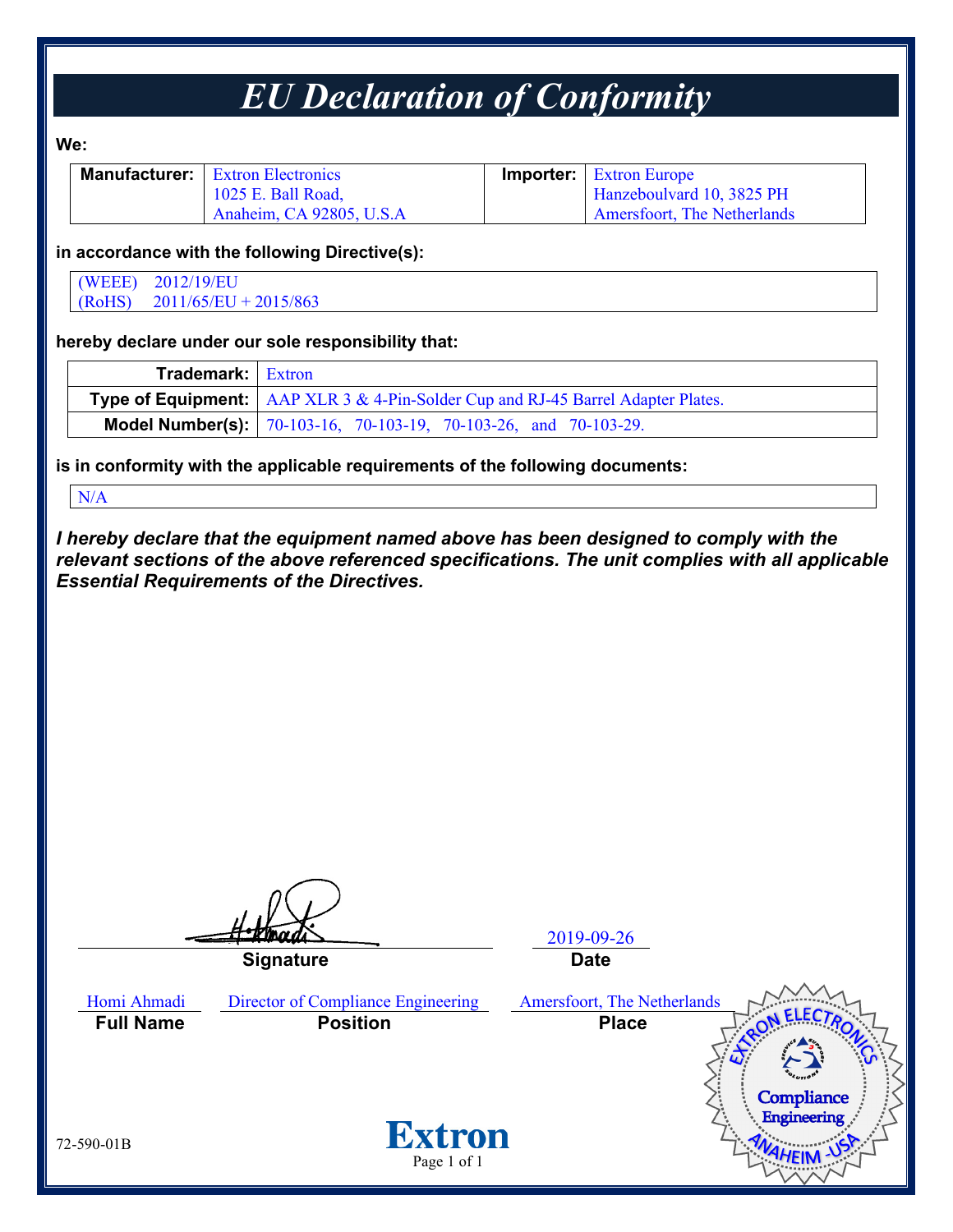# EU Declaration of Conformity

**We:**

| | | | |
|---|---|---|---|
| **Manufacturer:** | Extron Electronics<br>1025 E. Ball Road,<br>Anaheim, CA 92805, U.S.A | **Importer:** | Extron Europe<br>Hanzeboulvard 10, 3825 PH<br>Amersfoort, The Netherlands |

**in accordance with the following Directive(s):**

(WEEE) 2012/19/EU
(RoHS) 2011/65/EU + 2015/863

**hereby declare under our sole responsibility that:**

| | |
|---|---|
| **Trademark:** | Extron |
| **Type of Equipment:** | AAP XLR 3 & 4-Pin-Solder Cup and RJ-45 Barrel Adapter Plates. |
| **Model Number(s):** | 70-103-16, 70-103-19, 70-103-26, and 70-103-29. |

**is in conformity with the applicable requirements of the following documents:**

N/A

***I hereby declare that the equipment named above has been designed to comply with the relevant sections of the above referenced specifications. The unit complies with all applicable Essential Requirements of the Directives.***

| Signature | Date |
|---|---|
| H. Ahmadi | 2019-09-26 |

| Full Name | Position | Place |
|---|---|---|
| Homi Ahmadi | Director of Compliance Engineering | Amersfoort, The Netherlands |

Extron Electronics Compliance Engineering Anaheim - USA

72-590-01B

Extron